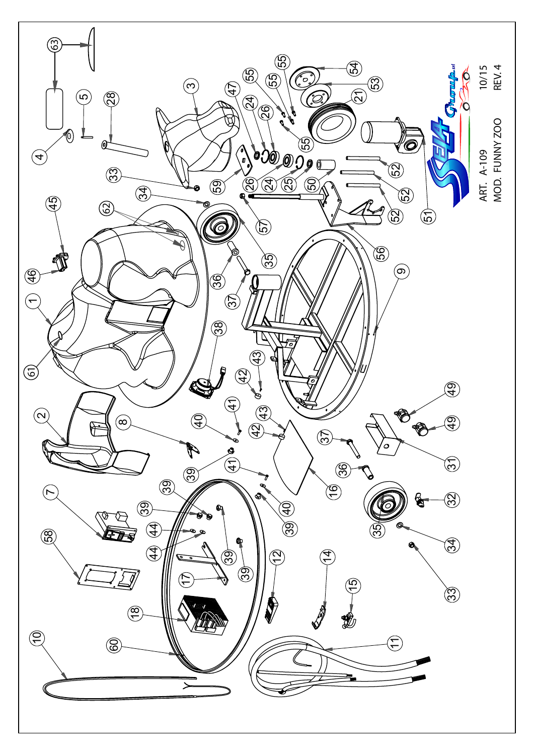ART. A-109
MOD. FUNNY ZOO

10/15
REV. 4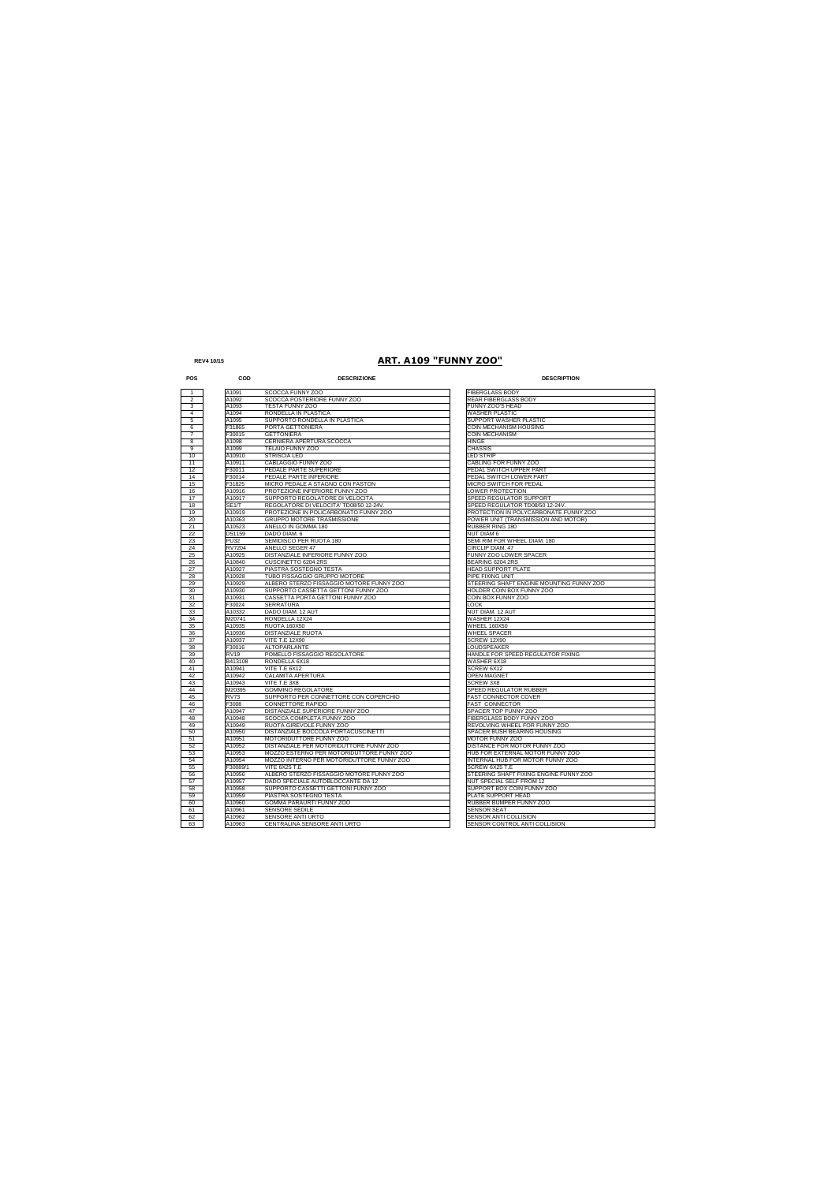REV4 10/15

# ART. A109 "FUNNY ZOO"

| POS | COD | DESCRIZIONE | DESCRIPTION |
|---|---|---|---|
| 1 | A1091 | SCOCCA FUNNY ZOO | FIBERGLASS BODY |
| 2 | A1092 | SCOCCA POSTERIORE FUNNY ZOO | REAR FIBERGLASS BODY |
| 3 | A1093 | TESTA FUNNY ZOO | FUNNY ZOO'S HEAD |
| 4 | A1094 | RONDELLA IN PLASTICA | WASHER PLASTIC |
| 5 | A1095 | SUPPORTO RONDELLA IN PLASTICA | SUPPORT WASHER PLASTIC |
| 6 | F31865 | PORTA GETTONIERA | COIN MECHANISM HOUSING |
| 7 | F30015 | GETTONIERA | COIN MECHANISM |
| 8 | A1098 | CERNIERA APERTURA SCOCCA | HINGE |
| 9 | A1099 | TELAIO FUNNY ZOO | CHASSIS |
| 10 | A10910 | STRISCIA LED | LED STRIP |
| 11 | A10911 | CABLAGGIO FUNNY ZOO | CABLING FOR FUNNY ZOO |
| 12 | F30011 | PEDALE PARTE SUPERIORE | PEDAL SWITCH UPPER PART |
| 14 | F30014 | PEDALE PARTE INFERIORE | PEDAL SWITCH LOWER PART |
| 15 | F31825 | MICRO PEDALE A STAGNO CON FASTON | MICRO SWITCH FOR PEDAL |
| 16 | A10916 | PROTEZIONE INFERIORE FUNNY ZOO | LOWER PROTECTION |
| 17 | A10917 | SUPPORTO REGOLATORE DI VELOCITA | SPEED REGULATOR SUPPORT |
| 18 | SE1/T | REGOLATORE DI VELOCITA' TD08/50 12-24V. | SPEED REGULATOR TD08/50 12-24V. |
| 19 | A10919 | PROTEZIONE IN POLICARBONATO FUNNY ZOO | PROTECTION IN POLYCARBONATE FUNNY ZOO |
| 20 | A10363 | GRUPPO MOTORE TRASMISSIONE | POWER UNIT (TRANSMISSION AND MOTOR) |
| 21 | A10523 | ANELLO IN GOMMA 180 | RUBBER RING 180 |
| 22 | D51159 | DADO DIAM. 6 | NUT DIAM 6 |
| 23 | PU32 | SEMIDISCO PER RUOTA 180 | SEMI RIM FOR WHEEL DIAM. 180 |
| 24 | RV7204 | ANELLO SEGER 47 | CIRCLIP DIAM. 47 |
| 25 | A10925 | DISTANZIALE INFERIORE FUNNY ZOO | FUNNY ZOO LOWER SPACER |
| 26 | A10840 | CUSCINETTO 6204 2RS | BEARING 6204 2RS |
| 27 | A10927 | PIASTRA SOSTEGNO TESTA | HEAD SUPPORT PLATE |
| 28 | A10928 | TUBO FISSAGGIO GRUPPO MOTORE | PIPE FIXING UNIT |
| 29 | A10929 | ALBERO STERZO FISSAGGIO MOTORE FUNNY ZOO | STEERING SHAFT ENGINE MOUNTING FUNNY ZOO |
| 30 | A10930 | SUPPORTO CASSETTA GETTONI FUNNY ZOO | HOLDER COIN BOX FUNNY ZOO |
| 31 | A10931 | CASSETTA PORTA GETTONI FUNNY ZOO | COIN BOX FUNNY ZOO |
| 32 | F30024 | SERRATURA | LOCK |
| 33 | A10332 | DADO DIAM. 12 AUT | NUT DIAM. 12 AUT |
| 34 | M20741 | RONDELLA 12X24 | WASHER 12X24 |
| 35 | A10935 | RUOTA 160X50 | WHEEL 160X50 |
| 36 | A10936 | DISTANZIALE RUOTA | WHEEL SPACER |
| 37 | A10937 | VITE T.E 12X90 | SCREW 12X90 |
| 38 | F30016 | ALTOPARLANTE | LOUDSPEAKER |
| 39 | RV19 | POMELLO FISSAGGIO REGOLATORE | HANDLE FOR SPEED REGULATOR FIXING |
| 40 | B413108 | RONDELLA 6X18 | WASHER 6X18 |
| 41 | A10941 | VITE T.E 6X12 | SCREW 6X12 |
| 42 | A10942 | CALAMITA APERTURA | OPEN MAGNET |
| 43 | A10943 | VITE T.E 3X8 | SCREW 3X8 |
| 44 | M20395 | GOMMINO REGOLATORE | SPEED REGULATOR RUBBER |
| 45 | RV73 | SUPPORTO PER CONNETTORE CON COPERCHIO | FAST CONNECTOR COVER |
| 46 | F3008 | CONNETTORE RAPIDO | FAST CONNECTOR |
| 47 | A10947 | DISTANZIALE SUPERIORE FUNNY ZOO | SPACER TOP FUNNY ZOO |
| 48 | A10948 | SCOCCA COMPLETA FUNNY ZOO | FIBERGLASS BODY FUNNY ZOO |
| 49 | A10949 | RUOTA GIREVOLE FUNNY ZOO | REVOLVING WHEEL FOR FUNNY ZOO |
| 50 | A10950 | DISTANZIALE BOCCOLA PORTACUSCINETTI | SPACER BUSH BEARING HOUSING |
| 51 | A10951 | MOTORIDUTTORE FUNNY ZOO | MOTOR FUNNY ZOO |
| 52 | A10952 | DISTANZIALE PER MOTORIDUTTORE FUNNY ZOO | DISTANCE FOR MOTOR FUNNY ZOO |
| 53 | A10953 | MOZZO ESTERNO PER MOTORIDUTTORE FUNNY ZOO | HUB FOR EXTERNAL MOTOR FUNNY ZOO |
| 54 | A10954 | MOZZO INTERNO PER MOTORIDUTTORE FUNNY ZOO | INTERNAL HUB FOR MOTOR FUNNY ZOO |
| 55 | F30089/1 | VITE 6X25 T.E | SCREW 6X25 T.E |
| 56 | A10956 | ALBERO STERZO FISSAGGIO MOTORE FUNNY ZOO | STEERING SHAFT FIXING ENGINE FUNNY ZOO |
| 57 | A10957 | DADO SPECIALE AUTOBLOCCANTE DA 12 | NUT SPECIAL SELF FROM 12 |
| 58 | A10958 | SUPPORTO CASSETTI GETTONI FUNNY ZOO | SUPPORT BOX COIN FUNNY ZOO |
| 59 | A10959 | PIASTRA SOSTEGNO TESTA | PLATE SUPPORT HEAD |
| 60 | A10960 | GOMMA PARAURTI FUNNY ZOO | RUBBER BUMPER FUNNY ZOO |
| 61 | A10961 | SENSORE SEDILE | SENSOR SEAT |
| 62 | A10962 | SENSORE ANTI URTO | SENSOR ANTI COLLISION |
| 63 | A10963 | CENTRALINA SENSORE ANTI URTO | SENSOR CONTROL ANTI COLLISION |